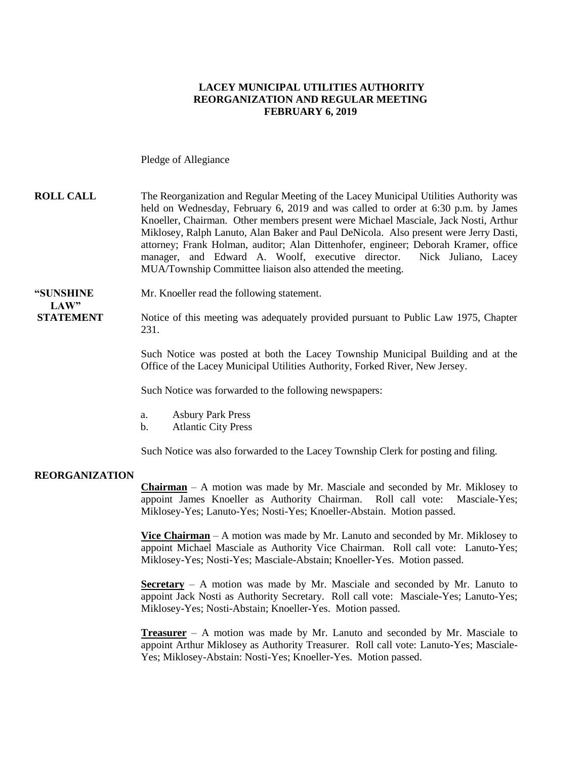# LACEY MUNICIPAL UTILITIES AUTHORITY
## REORGANIZATION AND REGULAR MEETING
## FEBRUARY 6, 2019

Pledge of Allegiance

**ROLL CALL**

The Reorganization and Regular Meeting of the Lacey Municipal Utilities Authority was held on Wednesday, February 6, 2019 and was called to order at 6:30 p.m. by James Knoeller, Chairman. Other members present were Michael Masciale, Jack Nosti, Arthur Miklosey, Ralph Lanuto, Alan Baker and Paul DeNicola. Also present were Jerry Dasti, attorney; Frank Holman, auditor; Alan Dittenhofer, engineer; Deborah Kramer, office manager, and Edward A. Woolf, executive director. Nick Juliano, Lacey MUA/Township Committee liaison also attended the meeting.

**"SUNSHINE LAW" STATEMENT**

Mr. Knoeller read the following statement.

Notice of this meeting was adequately provided pursuant to Public Law 1975, Chapter 231.

Such Notice was posted at both the Lacey Township Municipal Building and at the Office of the Lacey Municipal Utilities Authority, Forked River, New Jersey.

Such Notice was forwarded to the following newspapers:

a. Asbury Park Press
b. Atlantic City Press

Such Notice was also forwarded to the Lacey Township Clerk for posting and filing.

**REORGANIZATION**

**Chairman** – A motion was made by Mr. Masciale and seconded by Mr. Miklosey to appoint James Knoeller as Authority Chairman. Roll call vote: Masciale-Yes; Miklosey-Yes; Lanuto-Yes; Nosti-Yes; Knoeller-Abstain. Motion passed.

**Vice Chairman** – A motion was made by Mr. Lanuto and seconded by Mr. Miklosey to appoint Michael Masciale as Authority Vice Chairman. Roll call vote: Lanuto-Yes; Miklosey-Yes; Nosti-Yes; Masciale-Abstain; Knoeller-Yes. Motion passed.

**Secretary** – A motion was made by Mr. Masciale and seconded by Mr. Lanuto to appoint Jack Nosti as Authority Secretary. Roll call vote: Masciale-Yes; Lanuto-Yes; Miklosey-Yes; Nosti-Abstain; Knoeller-Yes. Motion passed.

**Treasurer** – A motion was made by Mr. Lanuto and seconded by Mr. Masciale to appoint Arthur Miklosey as Authority Treasurer. Roll call vote: Lanuto-Yes; Masciale-Yes; Miklosey-Abstain: Nosti-Yes; Knoeller-Yes. Motion passed.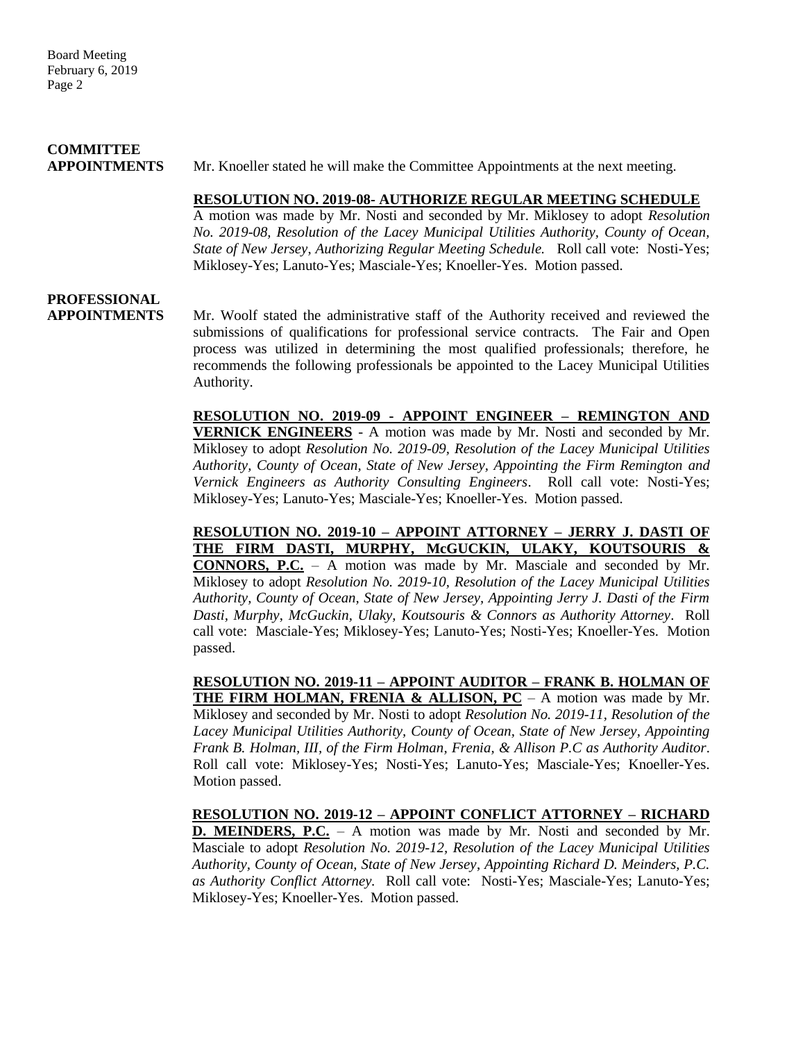**COMMITTEE APPOINTMENTS** Mr. Knoeller stated he will make the Committee Appointments at the next meeting.

**RESOLUTION NO. 2019-08- AUTHORIZE REGULAR MEETING SCHEDULE**

A motion was made by Mr. Nosti and seconded by Mr. Miklosey to adopt *Resolution No. 2019-08, Resolution of the Lacey Municipal Utilities Authority, County of Ocean, State of New Jersey, Authorizing Regular Meeting Schedule.* Roll call vote: Nosti-Yes; Miklosey-Yes; Lanuto-Yes; Masciale-Yes; Knoeller-Yes. Motion passed.

**PROFESSIONAL APPOINTMENTS** Mr. Woolf stated the administrative staff of the Authority received and reviewed the submissions of qualifications for professional service contracts. The Fair and Open process was utilized in determining the most qualified professionals; therefore, he recommends the following professionals be appointed to the Lacey Municipal Utilities Authority.

**RESOLUTION NO. 2019-09 - APPOINT ENGINEER – REMINGTON AND VERNICK ENGINEERS** - A motion was made by Mr. Nosti and seconded by Mr. Miklosey to adopt *Resolution No. 2019-09, Resolution of the Lacey Municipal Utilities Authority, County of Ocean, State of New Jersey, Appointing the Firm Remington and Vernick Engineers as Authority Consulting Engineers*. Roll call vote: Nosti-Yes; Miklosey-Yes; Lanuto-Yes; Masciale-Yes; Knoeller-Yes. Motion passed.

**RESOLUTION NO. 2019-10 – APPOINT ATTORNEY – JERRY J. DASTI OF THE FIRM DASTI, MURPHY, McGUCKIN, ULAKY, KOUTSOURIS & CONNORS, P.C.** – A motion was made by Mr. Masciale and seconded by Mr. Miklosey to adopt *Resolution No. 2019-10, Resolution of the Lacey Municipal Utilities Authority, County of Ocean, State of New Jersey, Appointing Jerry J. Dasti of the Firm Dasti, Murphy, McGuckin, Ulaky, Koutsouris & Connors as Authority Attorney*. Roll call vote: Masciale-Yes; Miklosey-Yes; Lanuto-Yes; Nosti-Yes; Knoeller-Yes. Motion passed.

**RESOLUTION NO. 2019-11 – APPOINT AUDITOR – FRANK B. HOLMAN OF THE FIRM HOLMAN, FRENIA & ALLISON, PC** – A motion was made by Mr. Miklosey and seconded by Mr. Nosti to adopt *Resolution No. 2019-11, Resolution of the Lacey Municipal Utilities Authority, County of Ocean, State of New Jersey, Appointing Frank B. Holman, III, of the Firm Holman, Frenia, & Allison P.C as Authority Auditor*. Roll call vote: Miklosey-Yes; Nosti-Yes; Lanuto-Yes; Masciale-Yes; Knoeller-Yes. Motion passed.

**RESOLUTION NO. 2019-12 – APPOINT CONFLICT ATTORNEY – RICHARD D. MEINDERS, P.C.** – A motion was made by Mr. Nosti and seconded by Mr. Masciale to adopt *Resolution No. 2019-12, Resolution of the Lacey Municipal Utilities Authority, County of Ocean, State of New Jersey, Appointing Richard D. Meinders, P.C. as Authority Conflict Attorney.* Roll call vote: Nosti-Yes; Masciale-Yes; Lanuto-Yes; Miklosey-Yes; Knoeller-Yes. Motion passed.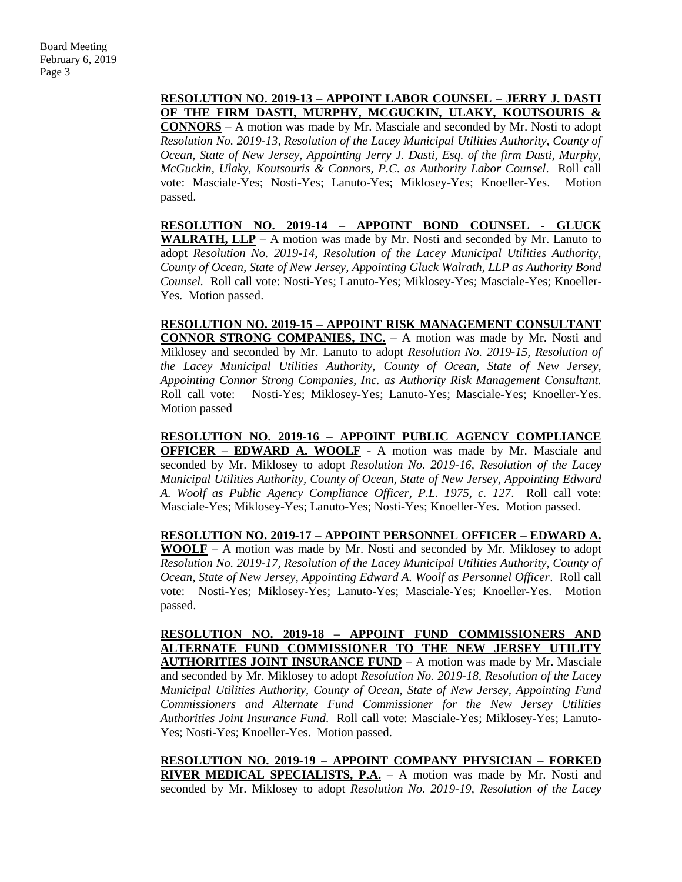**RESOLUTION NO. 2019-13 – APPOINT LABOR COUNSEL – JERRY J. DASTI OF THE FIRM DASTI, MURPHY, MCGUCKIN, ULAKY, KOUTSOURIS & CONNORS** – A motion was made by Mr. Masciale and seconded by Mr. Nosti to adopt *Resolution No. 2019-13, Resolution of the Lacey Municipal Utilities Authority, County of Ocean, State of New Jersey, Appointing Jerry J. Dasti, Esq. of the firm Dasti, Murphy, McGuckin, Ulaky, Koutsouris & Connors, P.C. as Authority Labor Counsel*. Roll call vote: Masciale-Yes; Nosti-Yes; Lanuto-Yes; Miklosey-Yes; Knoeller-Yes. Motion passed.

**RESOLUTION NO. 2019-14 – APPOINT BOND COUNSEL - GLUCK WALRATH, LLP** – A motion was made by Mr. Nosti and seconded by Mr. Lanuto to adopt *Resolution No. 2019-14, Resolution of the Lacey Municipal Utilities Authority, County of Ocean, State of New Jersey, Appointing Gluck Walrath, LLP as Authority Bond Counsel.* Roll call vote: Nosti-Yes; Lanuto-Yes; Miklosey-Yes; Masciale-Yes; Knoeller-Yes. Motion passed.

**RESOLUTION NO. 2019-15 – APPOINT RISK MANAGEMENT CONSULTANT CONNOR STRONG COMPANIES, INC.** – A motion was made by Mr. Nosti and Miklosey and seconded by Mr. Lanuto to adopt *Resolution No. 2019-15, Resolution of the Lacey Municipal Utilities Authority, County of Ocean, State of New Jersey, Appointing Connor Strong Companies, Inc. as Authority Risk Management Consultant.* Roll call vote: Nosti-Yes; Miklosey-Yes; Lanuto-Yes; Masciale-Yes; Knoeller-Yes. Motion passed

**RESOLUTION NO. 2019-16 – APPOINT PUBLIC AGENCY COMPLIANCE OFFICER – EDWARD A. WOOLF** - A motion was made by Mr. Masciale and seconded by Mr. Miklosey to adopt *Resolution No. 2019-16, Resolution of the Lacey Municipal Utilities Authority, County of Ocean, State of New Jersey, Appointing Edward A. Woolf as Public Agency Compliance Officer, P.L. 1975, c. 127*. Roll call vote: Masciale-Yes; Miklosey-Yes; Lanuto-Yes; Nosti-Yes; Knoeller-Yes. Motion passed.

**RESOLUTION NO. 2019-17 – APPOINT PERSONNEL OFFICER – EDWARD A. WOOLF** – A motion was made by Mr. Nosti and seconded by Mr. Miklosey to adopt *Resolution No. 2019-17, Resolution of the Lacey Municipal Utilities Authority, County of Ocean, State of New Jersey, Appointing Edward A. Woolf as Personnel Officer*. Roll call vote: Nosti-Yes; Miklosey-Yes; Lanuto-Yes; Masciale-Yes; Knoeller-Yes. Motion passed.

**RESOLUTION NO. 2019-18 – APPOINT FUND COMMISSIONERS AND ALTERNATE FUND COMMISSIONER TO THE NEW JERSEY UTILITY AUTHORITIES JOINT INSURANCE FUND** – A motion was made by Mr. Masciale and seconded by Mr. Miklosey to adopt *Resolution No. 2019-18, Resolution of the Lacey Municipal Utilities Authority, County of Ocean, State of New Jersey, Appointing Fund Commissioners and Alternate Fund Commissioner for the New Jersey Utilities Authorities Joint Insurance Fund*. Roll call vote: Masciale-Yes; Miklosey-Yes; Lanuto-Yes; Nosti-Yes; Knoeller-Yes. Motion passed.

**RESOLUTION NO. 2019-19 – APPOINT COMPANY PHYSICIAN – FORKED RIVER MEDICAL SPECIALISTS, P.A.** – A motion was made by Mr. Nosti and seconded by Mr. Miklosey to adopt *Resolution No. 2019-19, Resolution of the Lacey*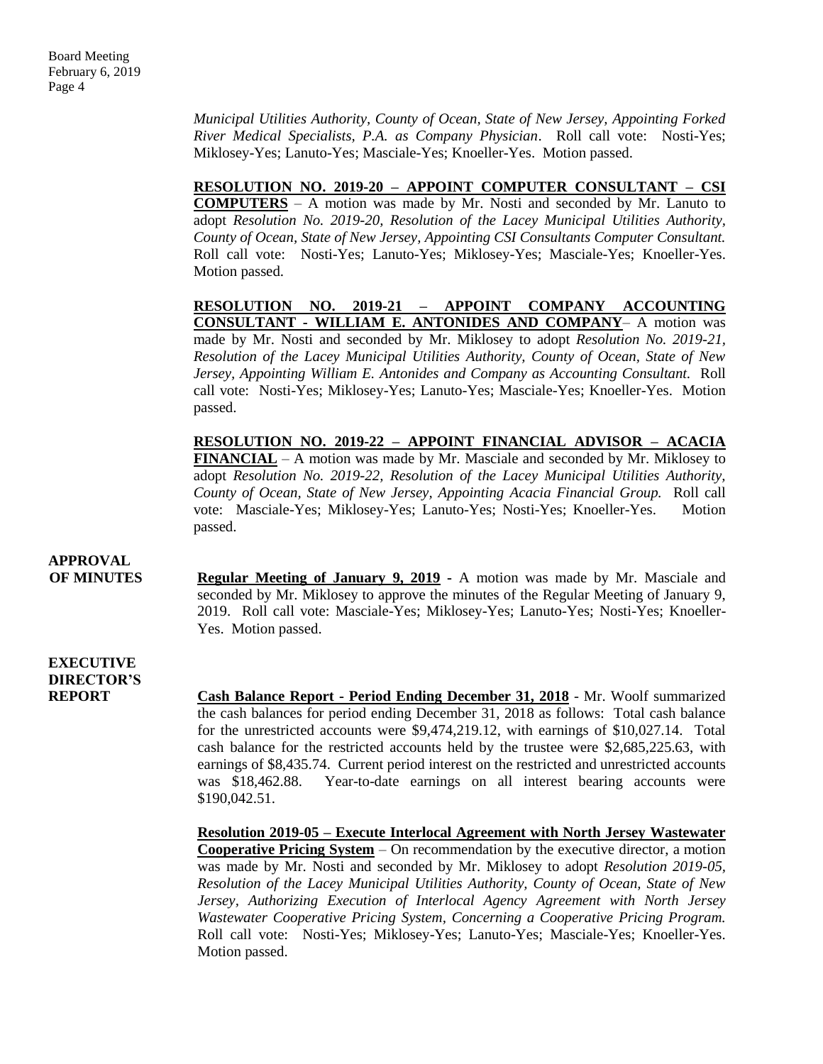*Municipal Utilities Authority, County of Ocean, State of New Jersey, Appointing Forked River Medical Specialists, P.A. as Company Physician*. Roll call vote: Nosti-Yes; Miklosey-Yes; Lanuto-Yes; Masciale-Yes; Knoeller-Yes. Motion passed.

**RESOLUTION NO. 2019-20 – APPOINT COMPUTER CONSULTANT – CSI COMPUTERS** – A motion was made by Mr. Nosti and seconded by Mr. Lanuto to adopt *Resolution No. 2019-20, Resolution of the Lacey Municipal Utilities Authority, County of Ocean, State of New Jersey, Appointing CSI Consultants Computer Consultant.* Roll call vote: Nosti-Yes; Lanuto-Yes; Miklosey-Yes; Masciale-Yes; Knoeller-Yes. Motion passed.

**RESOLUTION NO. 2019-21 – APPOINT COMPANY ACCOUNTING CONSULTANT - WILLIAM E. ANTONIDES AND COMPANY**– A motion was made by Mr. Nosti and seconded by Mr. Miklosey to adopt *Resolution No. 2019-21, Resolution of the Lacey Municipal Utilities Authority, County of Ocean, State of New Jersey, Appointing William E. Antonides and Company as Accounting Consultant.* Roll call vote: Nosti-Yes; Miklosey-Yes; Lanuto-Yes; Masciale-Yes; Knoeller-Yes. Motion passed.

**RESOLUTION NO. 2019-22 – APPOINT FINANCIAL ADVISOR – ACACIA FINANCIAL** – A motion was made by Mr. Masciale and seconded by Mr. Miklosey to adopt *Resolution No. 2019-22, Resolution of the Lacey Municipal Utilities Authority, County of Ocean, State of New Jersey, Appointing Acacia Financial Group.* Roll call vote: Masciale-Yes; Miklosey-Yes; Lanuto-Yes; Nosti-Yes; Knoeller-Yes. Motion passed.

**APPROVAL OF MINUTES**

**Regular Meeting of January 9, 2019** - A motion was made by Mr. Masciale and seconded by Mr. Miklosey to approve the minutes of the Regular Meeting of January 9, 2019. Roll call vote: Masciale-Yes; Miklosey-Yes; Lanuto-Yes; Nosti-Yes; Knoeller-Yes. Motion passed.

**EXECUTIVE DIRECTOR'S REPORT**

**Cash Balance Report - Period Ending December 31, 2018** - Mr. Woolf summarized the cash balances for period ending December 31, 2018 as follows: Total cash balance for the unrestricted accounts were $9,474,219.12, with earnings of $10,027.14. Total cash balance for the restricted accounts held by the trustee were $2,685,225.63, with earnings of $8,435.74. Current period interest on the restricted and unrestricted accounts was $18,462.88. Year-to-date earnings on all interest bearing accounts were $190,042.51.

**Resolution 2019-05 – Execute Interlocal Agreement with North Jersey Wastewater Cooperative Pricing System** – On recommendation by the executive director, a motion was made by Mr. Nosti and seconded by Mr. Miklosey to adopt *Resolution 2019-05, Resolution of the Lacey Municipal Utilities Authority, County of Ocean, State of New Jersey, Authorizing Execution of Interlocal Agency Agreement with North Jersey Wastewater Cooperative Pricing System, Concerning a Cooperative Pricing Program.* Roll call vote: Nosti-Yes; Miklosey-Yes; Lanuto-Yes; Masciale-Yes; Knoeller-Yes. Motion passed.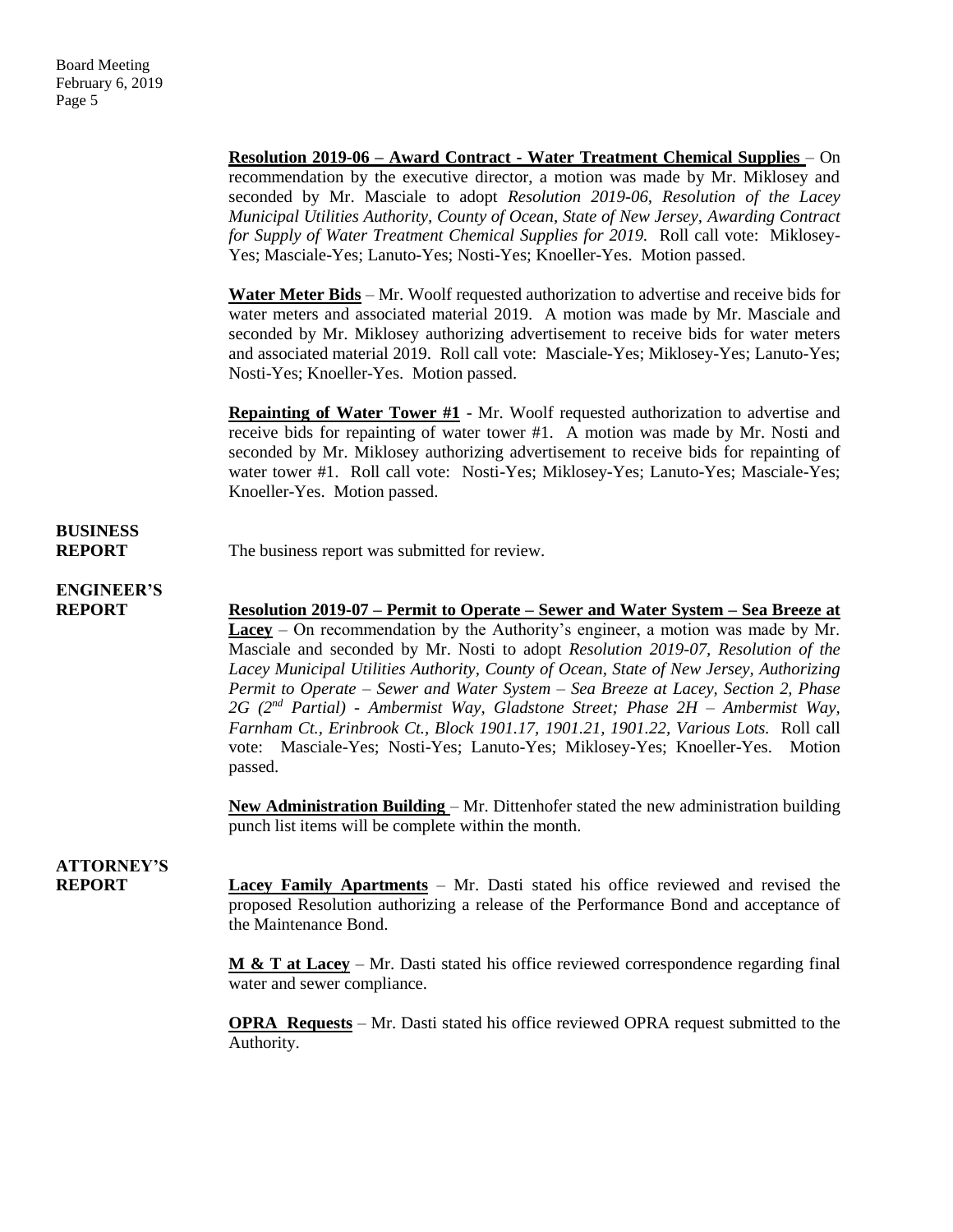**Resolution 2019-06 – Award Contract - Water Treatment Chemical Supplies** – On recommendation by the executive director, a motion was made by Mr. Miklosey and seconded by Mr. Masciale to adopt *Resolution 2019-06, Resolution of the Lacey Municipal Utilities Authority, County of Ocean, State of New Jersey, Awarding Contract for Supply of Water Treatment Chemical Supplies for 2019.* Roll call vote: Miklosey-Yes; Masciale-Yes; Lanuto-Yes; Nosti-Yes; Knoeller-Yes. Motion passed.

**Water Meter Bids** – Mr. Woolf requested authorization to advertise and receive bids for water meters and associated material 2019. A motion was made by Mr. Masciale and seconded by Mr. Miklosey authorizing advertisement to receive bids for water meters and associated material 2019. Roll call vote: Masciale-Yes; Miklosey-Yes; Lanuto-Yes; Nosti-Yes; Knoeller-Yes. Motion passed.

**Repainting of Water Tower #1** - Mr. Woolf requested authorization to advertise and receive bids for repainting of water tower #1. A motion was made by Mr. Nosti and seconded by Mr. Miklosey authorizing advertisement to receive bids for repainting of water tower #1. Roll call vote: Nosti-Yes; Miklosey-Yes; Lanuto-Yes; Masciale-Yes; Knoeller-Yes. Motion passed.

**BUSINESS REPORT**

The business report was submitted for review.

**ENGINEER'S REPORT**

**Resolution 2019-07 – Permit to Operate – Sewer and Water System – Sea Breeze at Lacey** – On recommendation by the Authority's engineer, a motion was made by Mr. Masciale and seconded by Mr. Nosti to adopt *Resolution 2019-07, Resolution of the Lacey Municipal Utilities Authority, County of Ocean, State of New Jersey, Authorizing Permit to Operate – Sewer and Water System – Sea Breeze at Lacey, Section 2, Phase 2G (2nd Partial) - Ambermist Way, Gladstone Street; Phase 2H – Ambermist Way, Farnham Ct., Erinbrook Ct., Block 1901.17, 1901.21, 1901.22, Various Lots.* Roll call vote: Masciale-Yes; Nosti-Yes; Lanuto-Yes; Miklosey-Yes; Knoeller-Yes. Motion passed.

**New Administration Building** – Mr. Dittenhofer stated the new administration building punch list items will be complete within the month.

**ATTORNEY'S REPORT**

**Lacey Family Apartments** – Mr. Dasti stated his office reviewed and revised the proposed Resolution authorizing a release of the Performance Bond and acceptance of the Maintenance Bond.

**M & T at Lacey** – Mr. Dasti stated his office reviewed correspondence regarding final water and sewer compliance.

**OPRA Requests** – Mr. Dasti stated his office reviewed OPRA request submitted to the Authority.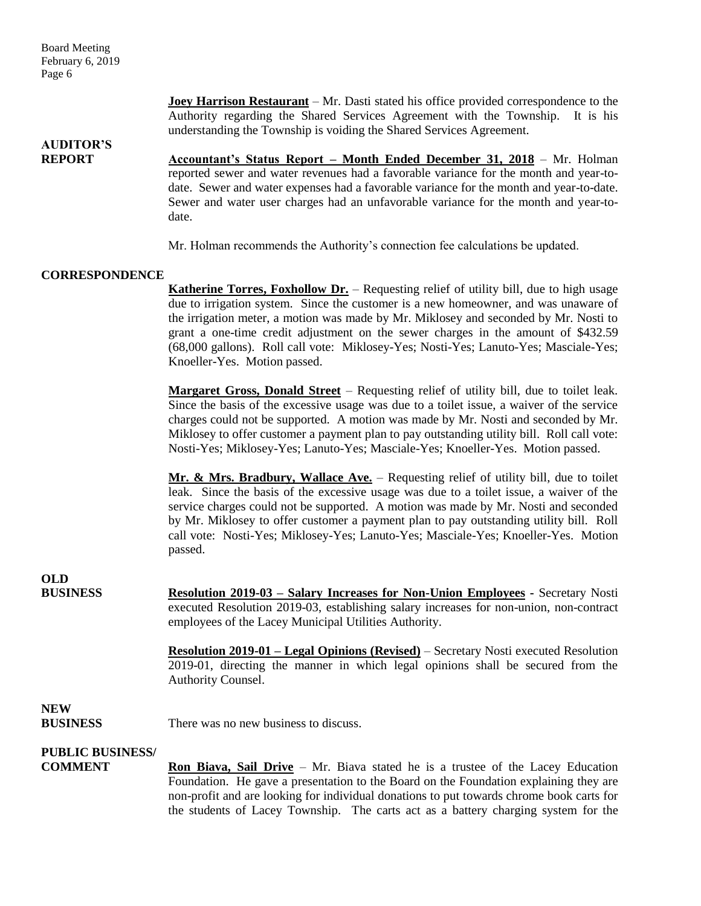**Joey Harrison Restaurant** – Mr. Dasti stated his office provided correspondence to the Authority regarding the Shared Services Agreement with the Township. It is his understanding the Township is voiding the Shared Services Agreement.

**AUDITOR'S REPORT**

**Accountant's Status Report – Month Ended December 31, 2018** – Mr. Holman reported sewer and water revenues had a favorable variance for the month and year-to-date. Sewer and water expenses had a favorable variance for the month and year-to-date. Sewer and water user charges had an unfavorable variance for the month and year-to-date.

Mr. Holman recommends the Authority's connection fee calculations be updated.

**CORRESPONDENCE**

**Katherine Torres, Foxhollow Dr.** – Requesting relief of utility bill, due to high usage due to irrigation system. Since the customer is a new homeowner, and was unaware of the irrigation meter, a motion was made by Mr. Miklosey and seconded by Mr. Nosti to grant a one-time credit adjustment on the sewer charges in the amount of $432.59 (68,000 gallons). Roll call vote: Miklosey-Yes; Nosti-Yes; Lanuto-Yes; Masciale-Yes; Knoeller-Yes. Motion passed.

**Margaret Gross, Donald Street** – Requesting relief of utility bill, due to toilet leak. Since the basis of the excessive usage was due to a toilet issue, a waiver of the service charges could not be supported. A motion was made by Mr. Nosti and seconded by Mr. Miklosey to offer customer a payment plan to pay outstanding utility bill. Roll call vote: Nosti-Yes; Miklosey-Yes; Lanuto-Yes; Masciale-Yes; Knoeller-Yes. Motion passed.

**Mr. & Mrs. Bradbury, Wallace Ave.** – Requesting relief of utility bill, due to toilet leak. Since the basis of the excessive usage was due to a toilet issue, a waiver of the service charges could not be supported. A motion was made by Mr. Nosti and seconded by Mr. Miklosey to offer customer a payment plan to pay outstanding utility bill. Roll call vote: Nosti-Yes; Miklosey-Yes; Lanuto-Yes; Masciale-Yes; Knoeller-Yes. Motion passed.

**OLD BUSINESS**

**Resolution 2019-03 – Salary Increases for Non-Union Employees** - Secretary Nosti executed Resolution 2019-03, establishing salary increases for non-union, non-contract employees of the Lacey Municipal Utilities Authority.

**Resolution 2019-01 – Legal Opinions (Revised)** – Secretary Nosti executed Resolution 2019-01, directing the manner in which legal opinions shall be secured from the Authority Counsel.

**NEW BUSINESS**

There was no new business to discuss.

**PUBLIC BUSINESS/ COMMENT**

**Ron Biava, Sail Drive** – Mr. Biava stated he is a trustee of the Lacey Education Foundation. He gave a presentation to the Board on the Foundation explaining they are non-profit and are looking for individual donations to put towards chrome book carts for the students of Lacey Township. The carts act as a battery charging system for the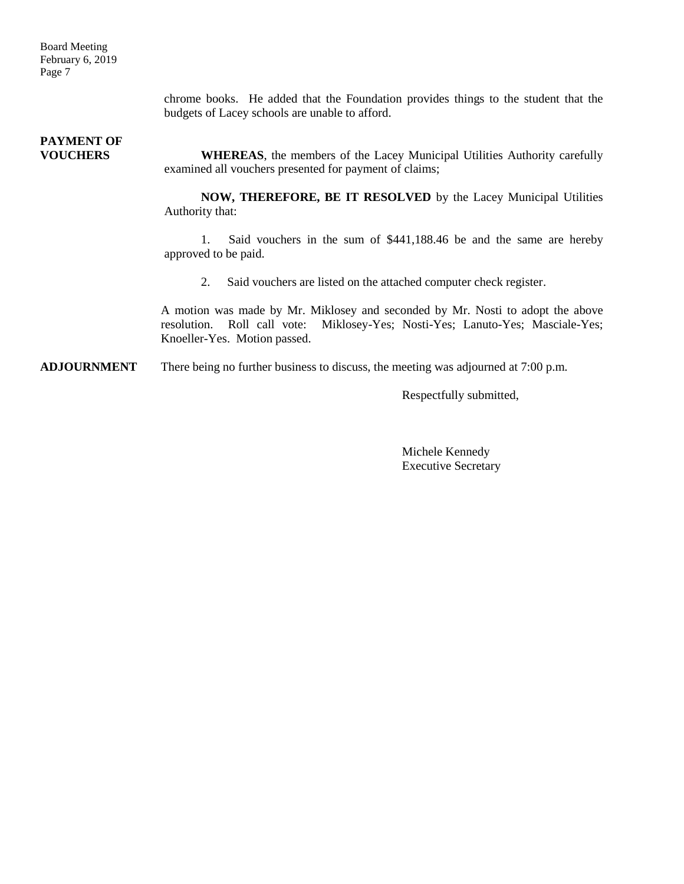chrome books. He added that the Foundation provides things to the student that the budgets of Lacey schools are unable to afford.

**PAYMENT OF VOUCHERS**

**WHEREAS**, the members of the Lacey Municipal Utilities Authority carefully examined all vouchers presented for payment of claims;

**NOW, THEREFORE, BE IT RESOLVED** by the Lacey Municipal Utilities Authority that:

1. Said vouchers in the sum of $441,188.46 be and the same are hereby approved to be paid.

2. Said vouchers are listed on the attached computer check register.

A motion was made by Mr. Miklosey and seconded by Mr. Nosti to adopt the above resolution. Roll call vote: Miklosey-Yes; Nosti-Yes; Lanuto-Yes; Masciale-Yes; Knoeller-Yes. Motion passed.

**ADJOURNMENT**

There being no further business to discuss, the meeting was adjourned at 7:00 p.m.

Respectfully submitted,

Michele Kennedy
Executive Secretary